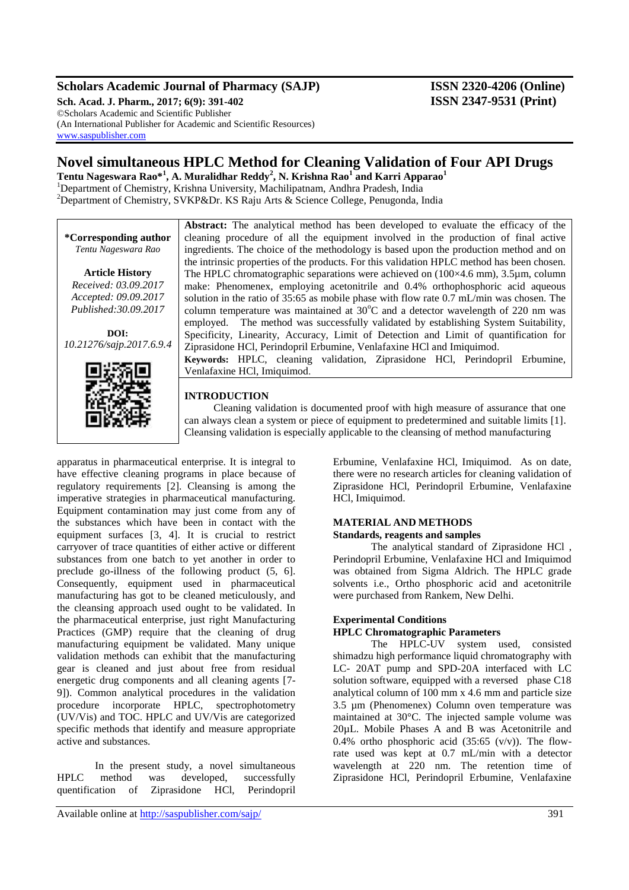# Scholars Academic Journal of Pharmacy (SAJP)

**ISSN 2320-4206 (Online)**
**ISSN 2347-9531 (Print)**

©Scholars Academic and Scientific Publisher
(An International Publisher for Academic and Scientific Resources)
www.saspublisher.com

# Novel simultaneous HPLC Method for Cleaning Validation of Four API Drugs

**Tentu Nageswara Rao*[1], A. Muralidhar Reddy[2], N. Krishna Rao[1] and Karri Apparao[1]**

[1]Department of Chemistry, Krishna University, Machilipatnam, Andhra Pradesh, India
[2]Department of Chemistry, SVKP&Dr. KS Raju Arts & Science College, Penugonda, India

**\*Corresponding author**
*Tentu Nageswara Rao*

**Article History**
*Received: 03.09.2017*
*Accepted: 09.09.2017*
*Published:30.09.2017*

**DOI:**
*10.21276/sajp.2017.6.9.4*

**Abstract:** The analytical method has been developed to evaluate the efficacy of the cleaning procedure of all the equipment involved in the production of final active ingredients. The choice of the methodology is based upon the production method and on the intrinsic properties of the products. For this validation HPLC method has been chosen. The HPLC chromatographic separations were achieved on (100×4.6 mm), 3.5µm, column make: Phenomenex, employing acetonitrile and 0.4% orthophosphoric acid aqueous solution in the ratio of 35:65 as mobile phase with flow rate 0.7 mL/min was chosen. The column temperature was maintained at 30$^{o}$C and a detector wavelength of 220 nm was employed. The method was successfully validated by establishing System Suitability, Specificity, Linearity, Accuracy, Limit of Detection and Limit of quantification for Ziprasidone HCl, Perindopril Erbumine, Venlafaxine HCl and Imiquimod.

**Keywords:** HPLC, cleaning validation, Ziprasidone HCl, Perindopril Erbumine, Venlafaxine HCl, Imiquimod.

## INTRODUCTION

Cleaning validation is documented proof with high measure of assurance that one can always clean a system or piece of equipment to predetermined and suitable limits [1]. Cleansing validation is especially applicable to the cleansing of method manufacturing apparatus in pharmaceutical enterprise. It is integral to have effective cleaning programs in place because of regulatory requirements [2]. Cleansing is among the imperative strategies in pharmaceutical manufacturing. Equipment contamination may just come from any of the substances which have been in contact with the equipment surfaces [3, 4]. It is crucial to restrict carryover of trace quantities of either active or different substances from one batch to yet another in order to preclude go-illness of the following product (5, 6]. Consequently, equipment used in pharmaceutical manufacturing has got to be cleaned meticulously, and the cleansing approach used ought to be validated. In the pharmaceutical enterprise, just right Manufacturing Practices (GMP) require that the cleaning of drug manufacturing equipment be validated. Many unique validation methods can exhibit that the manufacturing gear is cleaned and just about free from residual energetic drug components and all cleaning agents [7-9]). Common analytical procedures in the validation procedure incorporate HPLC, spectrophotometry (UV/Vis) and TOC. HPLC and UV/Vis are categorized specific methods that identify and measure appropriate active and substances.

In the present study, a novel simultaneous HPLC method was developed, successfully quantification of Ziprasidone HCl, Perindopril Erbumine, Venlafaxine HCl, Imiquimod. As on date, there were no research articles for cleaning validation of Ziprasidone HCl, Perindopril Erbumine, Venlafaxine HCl, Imiquimod.

## MATERIAL AND METHODS

### Standards, reagents and samples

The analytical standard of Ziprasidone HCl , Perindopril Erbumine, Venlafaxine HCl and Imiquimod was obtained from Sigma Aldrich. The HPLC grade solvents i.e., Ortho phosphoric acid and acetonitrile were purchased from Rankem, New Delhi.

### Experimental Conditions

### HPLC Chromatographic Parameters

The HPLC-UV system used, consisted shimadzu high performance liquid chromatography with LC- 20AT pump and SPD-20A interfaced with LC solution software, equipped with a reversed phase C18 analytical column of 100 mm x 4.6 mm and particle size 3.5 µm (Phenomenex) Column oven temperature was maintained at 30°C. The injected sample volume was 20µL. Mobile Phases A and B was Acetonitrile and 0.4% ortho phosphoric acid (35:65 (v/v)). The flow-rate used was kept at 0.7 mL/min with a detector wavelength at 220 nm. The retention time of Ziprasidone HCl, Perindopril Erbumine, Venlafaxine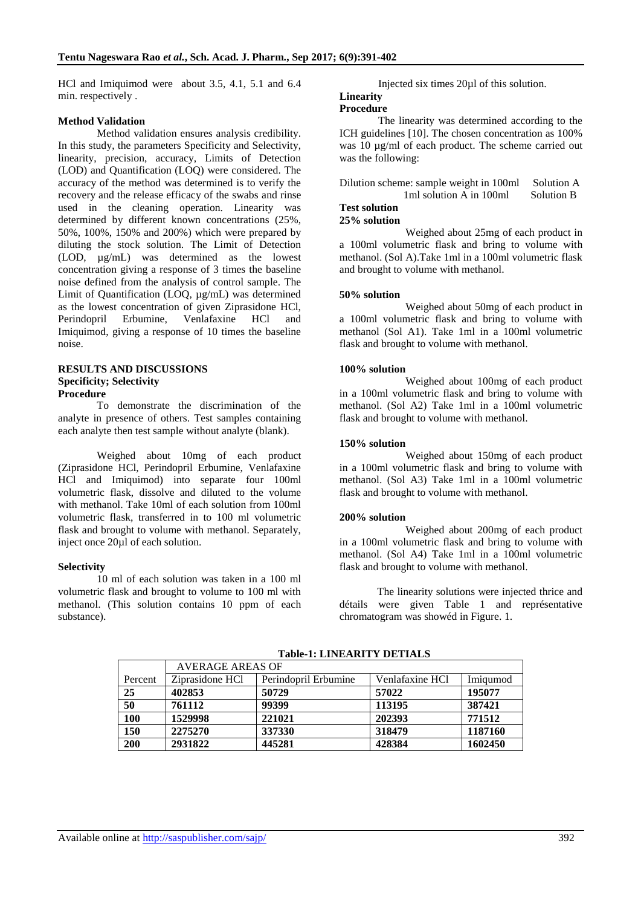HCl and Imiquimod were about 3.5, 4.1, 5.1 and 6.4 min. respectively .

### Method Validation

Method validation ensures analysis credibility. In this study, the parameters Specificity and Selectivity, linearity, precision, accuracy, Limits of Detection (LOD) and Quantification (LOQ) were considered. The accuracy of the method was determined is to verify the recovery and the release efficacy of the swabs and rinse used in the cleaning operation. Linearity was determined by different known concentrations (25%, 50%, 100%, 150% and 200%) which were prepared by diluting the stock solution. The Limit of Detection (LOD, µg/mL) was determined as the lowest concentration giving a response of 3 times the baseline noise defined from the analysis of control sample. The Limit of Quantification (LOQ, µg/mL) was determined as the lowest concentration of given Ziprasidone HCl, Perindopril Erbumine, Venlafaxine HCl and Imiquimod, giving a response of 10 times the baseline noise.

## RESULTS AND DISCUSSIONS

### Specificity; Selectivity

**Procedure**

To demonstrate the discrimination of the analyte in presence of others. Test samples containing each analyte then test sample without analyte (blank).

Weighed about 10mg of each product (Ziprasidone HCl, Perindopril Erbumine, Venlafaxine HCl and Imiquimod) into separate four 100ml volumetric flask, dissolve and diluted to the volume with methanol. Take 10ml of each solution from 100ml volumetric flask, transferred in to 100 ml volumetric flask and brought to volume with methanol. Separately, inject once 20µl of each solution.

**Selectivity**

10 ml of each solution was taken in a 100 ml volumetric flask and brought to volume to 100 ml with methanol. (This solution contains 10 ppm of each substance).

Injected six times 20µl of this solution.

### Linearity

**Procedure**

The linearity was determined according to the ICH guidelines [10]. The chosen concentration as 100% was 10 µg/ml of each product. The scheme carried out was the following:

Dilution scheme: sample weight in 100ml Solution A
1ml solution A in 100ml Solution B

**Test solution**

**25% solution**

Weighed about 25mg of each product in a 100ml volumetric flask and bring to volume with methanol. (Sol A).Take 1ml in a 100ml volumetric flask and brought to volume with methanol.

**50% solution**

Weighed about 50mg of each product in a 100ml volumetric flask and bring to volume with methanol (Sol A1). Take 1ml in a 100ml volumetric flask and brought to volume with methanol.

**100% solution**

Weighed about 100mg of each product in a 100ml volumetric flask and bring to volume with methanol. (Sol A2) Take 1ml in a 100ml volumetric flask and brought to volume with methanol.

**150% solution**

Weighed about 150mg of each product in a 100ml volumetric flask and bring to volume with methanol. (Sol A3) Take 1ml in a 100ml volumetric flask and brought to volume with methanol.

**200% solution**

Weighed about 200mg of each product in a 100ml volumetric flask and bring to volume with methanol. (Sol A4) Take 1ml in a 100ml volumetric flask and brought to volume with methanol.

The linearity solutions were injected thrice and détails were given Table 1 and représentative chromatogram was showéd in Figure. 1.

**Table-1: LINEARITY DETIALS**

| | AVERAGE AREAS OF | | | |
|---|---|---|---|---|
| Percent | Ziprasidone HCl | Perindopril Erbumine | Venlafaxine HCl | Imiqumod |
| **25** | **402853** | **50729** | **57022** | **195077** |
| **50** | **761112** | **99399** | **113195** | **387421** |
| **100** | **1529998** | **221021** | **202393** | **771512** |
| **150** | **2275270** | **337330** | **318479** | **1187160** |
| **200** | **2931822** | **445281** | **428384** | **1602450** |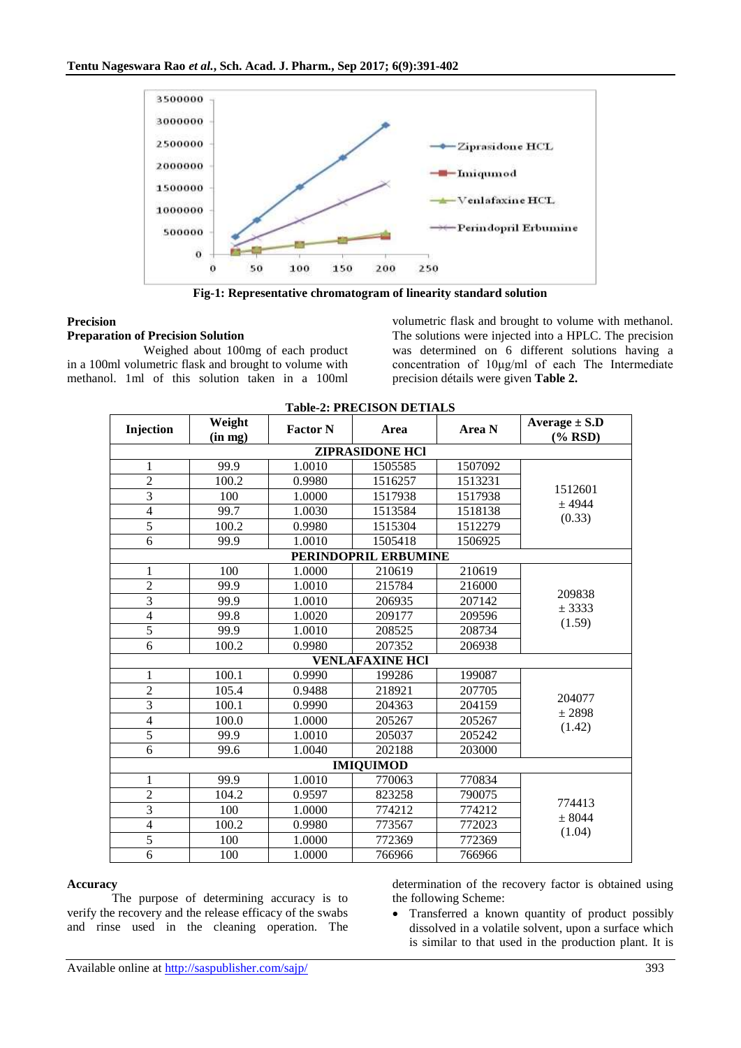Fig-1: Representative chromatogram of linearity standard solution

**Precision**

**Preparation of Precision Solution**

Weighed about 100mg of each product in a 100ml volumetric flask and brought to volume with methanol. 1ml of this solution taken in a 100ml volumetric flask and brought to volume with methanol. The solutions were injected into a HPLC. The precision was determined on 6 different solutions having a concentration of 10µg/ml of each The Intermediate precision détails were given **Table 2.**

**Table-2: PRECISON DETIALS**

| Injection | Weight (in mg) | Factor N | Area | Area N | Average ± S.D (% RSD) |
|---|---|---|---|---|---|
| **ZIPRASIDONE HCl** | | | | | |
| 1 | 99.9 | 1.0010 | 1505585 | 1507092 | 1512601 ± 4944 (0.33) |
| 2 | 100.2 | 0.9980 | 1516257 | 1513231 | |
| 3 | 100 | 1.0000 | 1517938 | 1517938 | |
| 4 | 99.7 | 1.0030 | 1513584 | 1518138 | |
| 5 | 100.2 | 0.9980 | 1515304 | 1512279 | |
| 6 | 99.9 | 1.0010 | 1505418 | 1506925 | |
| **PERINDOPRIL ERBUMINE** | | | | | |
| 1 | 100 | 1.0000 | 210619 | 210619 | 209838 ± 3333 (1.59) |
| 2 | 99.9 | 1.0010 | 215784 | 216000 | |
| 3 | 99.9 | 1.0010 | 206935 | 207142 | |
| 4 | 99.8 | 1.0020 | 209177 | 209596 | |
| 5 | 99.9 | 1.0010 | 208525 | 208734 | |
| 6 | 100.2 | 0.9980 | 207352 | 206938 | |
| **VENLAFAXINE HCl** | | | | | |
| 1 | 100.1 | 0.9990 | 199286 | 199087 | 204077 ± 2898 (1.42) |
| 2 | 105.4 | 0.9488 | 218921 | 207705 | |
| 3 | 100.1 | 0.9990 | 204363 | 204159 | |
| 4 | 100.0 | 1.0000 | 205267 | 205267 | |
| 5 | 99.9 | 1.0010 | 205037 | 205242 | |
| 6 | 99.6 | 1.0040 | 202188 | 203000 | |
| **IMIQUIMOD** | | | | | |
| 1 | 99.9 | 1.0010 | 770063 | 770834 | 774413 ± 8044 (1.04) |
| 2 | 104.2 | 0.9597 | 823258 | 790075 | |
| 3 | 100 | 1.0000 | 774212 | 774212 | |
| 4 | 100.2 | 0.9980 | 773567 | 772023 | |
| 5 | 100 | 1.0000 | 772369 | 772369 | |
| 6 | 100 | 1.0000 | 766966 | 766966 | |

**Accuracy**

The purpose of determining accuracy is to verify the recovery and the release efficacy of the swabs and rinse used in the cleaning operation. The determination of the recovery factor is obtained using the following Scheme:

- Transferred a known quantity of product possibly dissolved in a volatile solvent, upon a surface which is similar to that used in the production plant. It is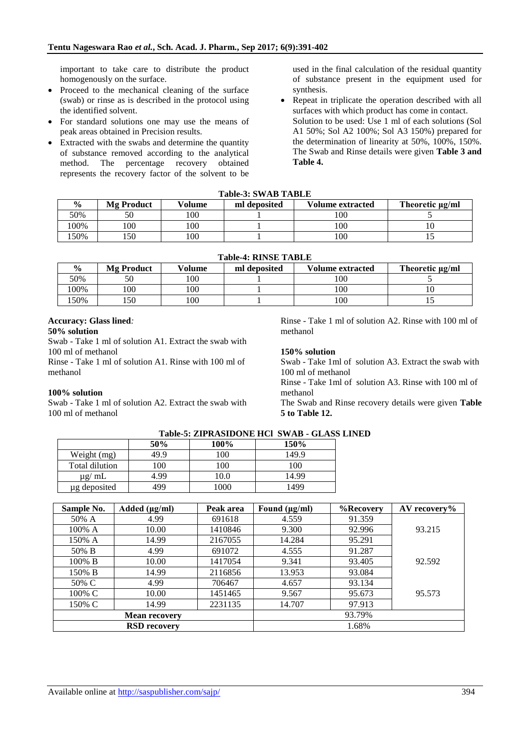important to take care to distribute the product homogenously on the surface.

- Proceed to the mechanical cleaning of the surface (swab) or rinse as is described in the protocol using the identified solvent.
- For standard solutions one may use the means of peak areas obtained in Precision results.
- Extracted with the swabs and determine the quantity of substance removed according to the analytical method. The percentage recovery obtained represents the recovery factor of the solvent to be used in the final calculation of the residual quantity of substance present in the equipment used for synthesis.
- Repeat in triplicate the operation described with all surfaces with which product has come in contact.
  Solution to be used: Use 1 ml of each solutions (Sol A1 50%; Sol A2 100%; Sol A3 150%) prepared for the determination of linearity at 50%, 100%, 150%. The Swab and Rinse details were given **Table 3 and Table 4.**

**Table-3: SWAB TABLE**

| % | Mg Product | Volume | ml deposited | Volume extracted | Theoretic µg/ml |
|---|---|---|---|---|---|
| 50% | 50 | 100 | 1 | 100 | 5 |
| 100% | 100 | 100 | 1 | 100 | 10 |
| 150% | 150 | 100 | 1 | 100 | 15 |

**Table-4: RINSE TABLE**

| % | Mg Product | Volume | ml deposited | Volume extracted | Theoretic µg/ml |
|---|---|---|---|---|---|
| 50% | 50 | 100 | 1 | 100 | 5 |
| 100% | 100 | 100 | 1 | 100 | 10 |
| 150% | 150 | 100 | 1 | 100 | 15 |

**Accuracy: Glass lined***:*

**50% solution**

Swab - Take 1 ml of solution A1. Extract the swab with 100 ml of methanol

Rinse - Take 1 ml of solution A1. Rinse with 100 ml of methanol

**100% solution**

Swab - Take 1 ml of solution A2. Extract the swab with 100 ml of methanol

Rinse - Take 1 ml of solution A2. Rinse with 100 ml of methanol

**150% solution**

Swab - Take 1ml of solution A3. Extract the swab with 100 ml of methanol

Rinse - Take 1ml of solution A3. Rinse with 100 ml of methanol

The Swab and Rinse recovery details were given **Table 5 to Table 12.**

**Table-5: ZIPRASIDONE HCl SWAB - GLASS LINED**

| | 50% | 100% | 150% |
|---|---|---|---|
| Weight (mg) | 49.9 | 100 | 149.9 |
| Total dilution | 100 | 100 | 100 |
| µg/ mL | 4.99 | 10.0 | 14.99 |
| µg deposited | 499 | 1000 | 1499 |

| Sample No. | Added (µg/ml) | Peak area | Found (µg/ml) | %Recovery | AV recovery% |
|---|---|---|---|---|---|
| 50% A | 4.99 | 691618 | 4.559 | 91.359 | 93.215 |
| 100% A | 10.00 | 1410846 | 9.300 | 92.996 | |
| 150% A | 14.99 | 2167055 | 14.284 | 95.291 | |
| 50% B | 4.99 | 691072 | 4.555 | 91.287 | 92.592 |
| 100% B | 10.00 | 1417054 | 9.341 | 93.405 | |
| 150% B | 14.99 | 2116856 | 13.953 | 93.084 | |
| 50% C | 4.99 | 706467 | 4.657 | 93.134 | 95.573 |
| 100% C | 10.00 | 1451465 | 9.567 | 95.673 | |
| 150% C | 14.99 | 2231135 | 14.707 | 97.913 | |
| **Mean recovery** | | | 93.79% | | |
| **RSD recovery** | | | 1.68% | | |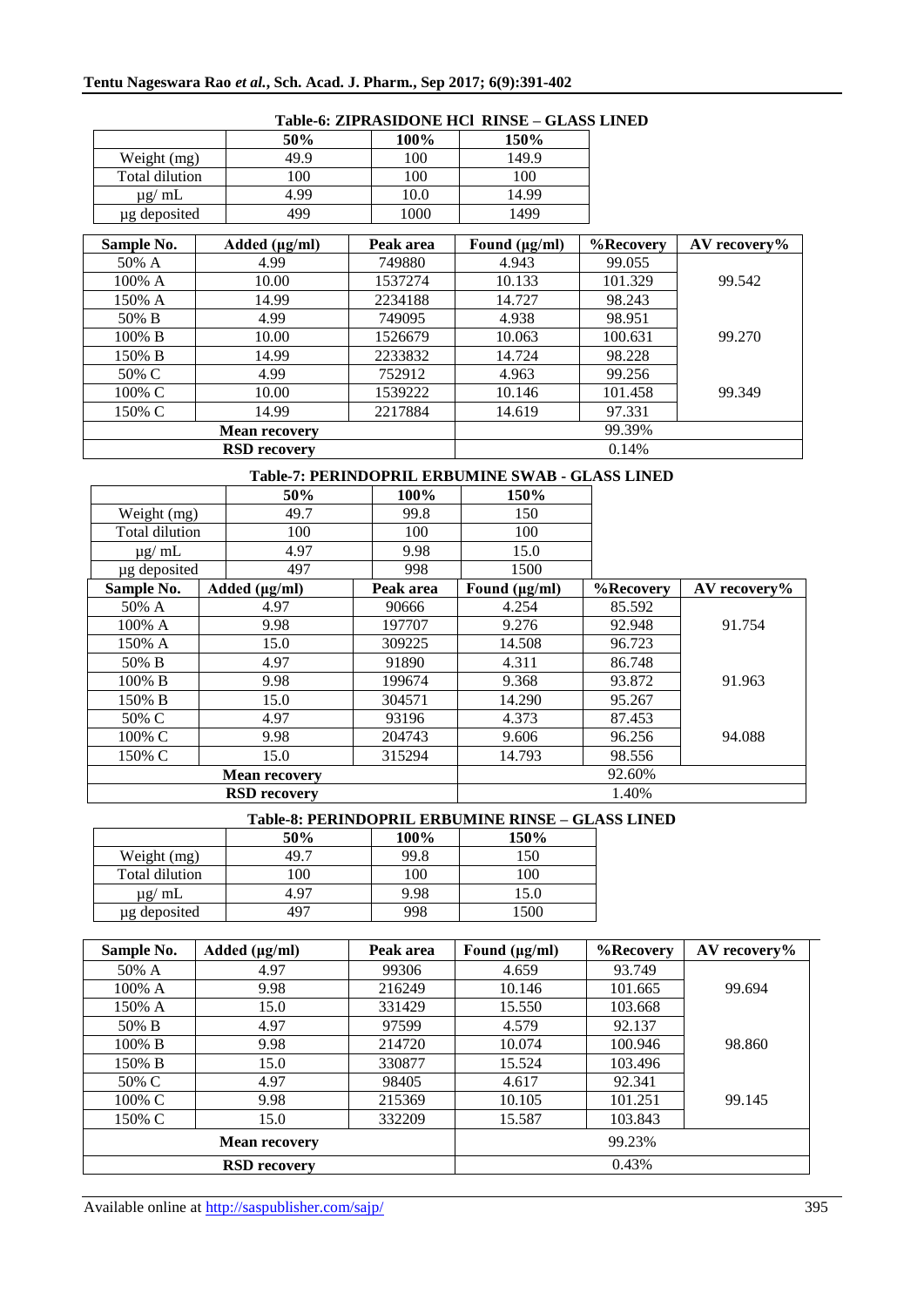**Table-6: ZIPRASIDONE HCl RINSE – GLASS LINED**

| | 50% | 100% | 150% |
|---|---|---|---|
| Weight (mg) | 49.9 | 100 | 149.9 |
| Total dilution | 100 | 100 | 100 |
| µg/ mL | 4.99 | 10.0 | 14.99 |
| µg deposited | 499 | 1000 | 1499 |

| Sample No. | Added (µg/ml) | Peak area | Found (µg/ml) | %Recovery | AV recovery% |
|---|---|---|---|---|---|
| 50% A | 4.99 | 749880 | 4.943 | 99.055 | |
| 100% A | 10.00 | 1537274 | 10.133 | 101.329 | 99.542 |
| 150% A | 14.99 | 2234188 | 14.727 | 98.243 | |
| 50% B | 4.99 | 749095 | 4.938 | 98.951 | |
| 100% B | 10.00 | 1526679 | 10.063 | 100.631 | 99.270 |
| 150% B | 14.99 | 2233832 | 14.724 | 98.228 | |
| 50% C | 4.99 | 752912 | 4.963 | 99.256 | |
| 100% C | 10.00 | 1539222 | 10.146 | 101.458 | 99.349 |
| 150% C | 14.99 | 2217884 | 14.619 | 97.331 | |
| Mean recovery | | | 99.39% | | |
| RSD recovery | | | 0.14% | | |

**Table-7: PERINDOPRIL ERBUMINE SWAB - GLASS LINED**

| | 50% | 100% | 150% |
|---|---|---|---|
| Weight (mg) | 49.7 | 99.8 | 150 |
| Total dilution | 100 | 100 | 100 |
| µg/ mL | 4.97 | 9.98 | 15.0 |
| µg deposited | 497 | 998 | 1500 |

| Sample No. | Added (µg/ml) | Peak area | Found (µg/ml) | %Recovery | AV recovery% |
|---|---|---|---|---|---|
| 50% A | 4.97 | 90666 | 4.254 | 85.592 | |
| 100% A | 9.98 | 197707 | 9.276 | 92.948 | 91.754 |
| 150% A | 15.0 | 309225 | 14.508 | 96.723 | |
| 50% B | 4.97 | 91890 | 4.311 | 86.748 | |
| 100% B | 9.98 | 199674 | 9.368 | 93.872 | 91.963 |
| 150% B | 15.0 | 304571 | 14.290 | 95.267 | |
| 50% C | 4.97 | 93196 | 4.373 | 87.453 | |
| 100% C | 9.98 | 204743 | 9.606 | 96.256 | 94.088 |
| 150% C | 15.0 | 315294 | 14.793 | 98.556 | |
| Mean recovery | | | 92.60% | | |
| RSD recovery | | | 1.40% | | |

**Table-8: PERINDOPRIL ERBUMINE RINSE – GLASS LINED**

| | 50% | 100% | 150% |
|---|---|---|---|
| Weight (mg) | 49.7 | 99.8 | 150 |
| Total dilution | 100 | 100 | 100 |
| µg/ mL | 4.97 | 9.98 | 15.0 |
| µg deposited | 497 | 998 | 1500 |

| Sample No. | Added (µg/ml) | Peak area | Found (µg/ml) | %Recovery | AV recovery% |
|---|---|---|---|---|---|
| 50% A | 4.97 | 99306 | 4.659 | 93.749 | |
| 100% A | 9.98 | 216249 | 10.146 | 101.665 | 99.694 |
| 150% A | 15.0 | 331429 | 15.550 | 103.668 | |
| 50% B | 4.97 | 97599 | 4.579 | 92.137 | |
| 100% B | 9.98 | 214720 | 10.074 | 100.946 | 98.860 |
| 150% B | 15.0 | 330877 | 15.524 | 103.496 | |
| 50% C | 4.97 | 98405 | 4.617 | 92.341 | |
| 100% C | 9.98 | 215369 | 10.105 | 101.251 | 99.145 |
| 150% C | 15.0 | 332209 | 15.587 | 103.843 | |
| Mean recovery | | | 99.23% | | |
| RSD recovery | | | 0.43% | | |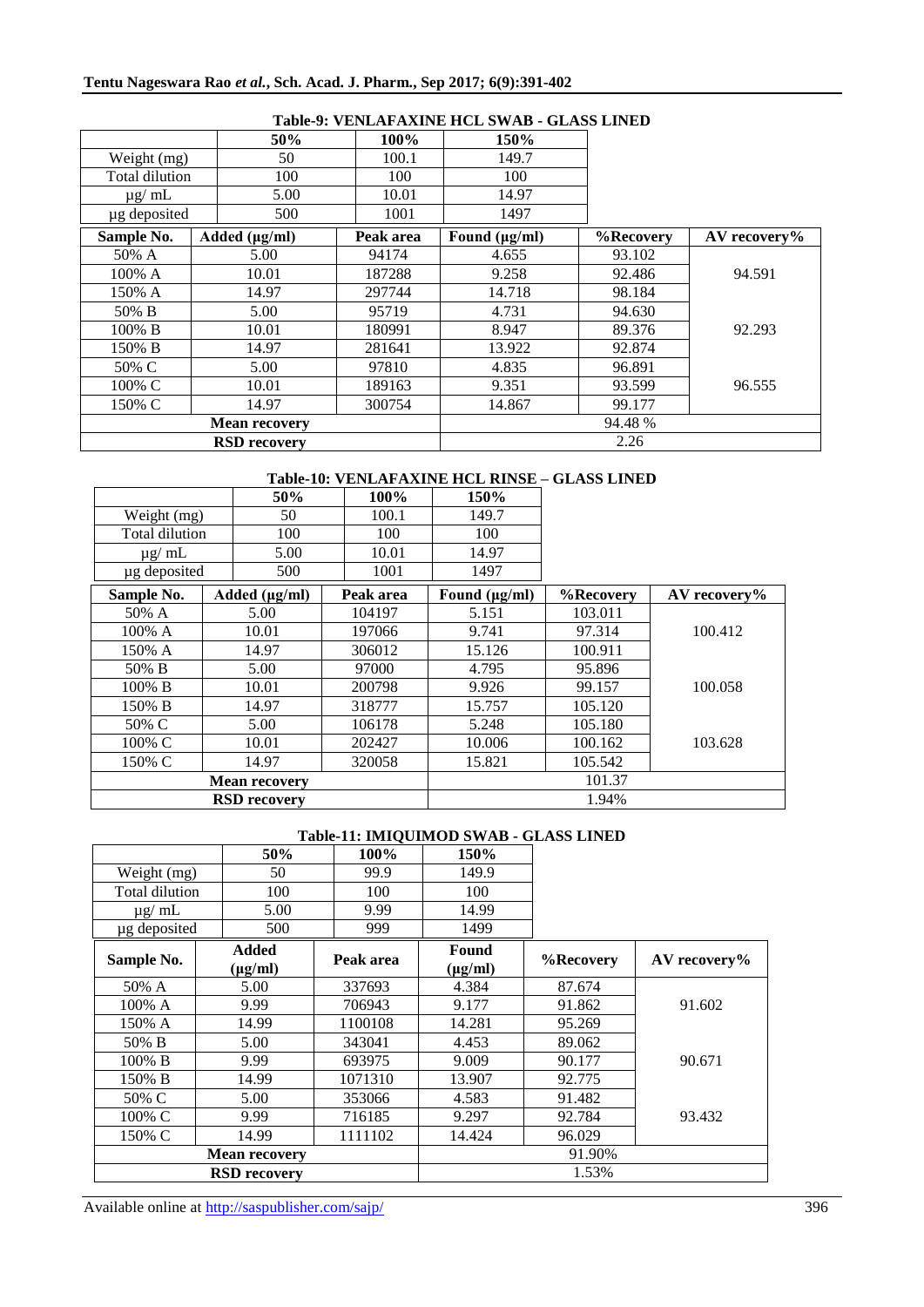**Table-9: VENLAFAXINE HCL SWAB - GLASS LINED**

| | 50% | 100% | 150% | | |
|---|---|---|---|---|---|
| Weight (mg) | 50 | 100.1 | 149.7 | | |
| Total dilution | 100 | 100 | 100 | | |
| µg/ mL | 5.00 | 10.01 | 14.97 | | |
| µg deposited | 500 | 1001 | 1497 | | |
| **Sample No.** | **Added (µg/ml)** | **Peak area** | **Found (µg/ml)** | **%Recovery** | **AV recovery%** |
| 50% A | 5.00 | 94174 | 4.655 | 93.102 | |
| 100% A | 10.01 | 187288 | 9.258 | 92.486 | 94.591 |
| 150% A | 14.97 | 297744 | 14.718 | 98.184 | |
| 50% B | 5.00 | 95719 | 4.731 | 94.630 | |
| 100% B | 10.01 | 180991 | 8.947 | 89.376 | 92.293 |
| 150% B | 14.97 | 281641 | 13.922 | 92.874 | |
| 50% C | 5.00 | 97810 | 4.835 | 96.891 | |
| 100% C | 10.01 | 189163 | 9.351 | 93.599 | 96.555 |
| 150% C | 14.97 | 300754 | 14.867 | 99.177 | |
| **Mean recovery** | | | 94.48 % | | |
| **RSD recovery** | | | 2.26 | | |

**Table-10: VENLAFAXINE HCL RINSE – GLASS LINED**

| | 50% | 100% | 150% | | |
|---|---|---|---|---|---|
| Weight (mg) | 50 | 100.1 | 149.7 | | |
| Total dilution | 100 | 100 | 100 | | |
| µg/ mL | 5.00 | 10.01 | 14.97 | | |
| µg deposited | 500 | 1001 | 1497 | | |
| **Sample No.** | **Added (µg/ml)** | **Peak area** | **Found (µg/ml)** | **%Recovery** | **AV recovery%** |
| 50% A | 5.00 | 104197 | 5.151 | 103.011 | |
| 100% A | 10.01 | 197066 | 9.741 | 97.314 | 100.412 |
| 150% A | 14.97 | 306012 | 15.126 | 100.911 | |
| 50% B | 5.00 | 97000 | 4.795 | 95.896 | |
| 100% B | 10.01 | 200798 | 9.926 | 99.157 | 100.058 |
| 150% B | 14.97 | 318777 | 15.757 | 105.120 | |
| 50% C | 5.00 | 106178 | 5.248 | 105.180 | |
| 100% C | 10.01 | 202427 | 10.006 | 100.162 | 103.628 |
| 150% C | 14.97 | 320058 | 15.821 | 105.542 | |
| **Mean recovery** | | | 101.37 | | |
| **RSD recovery** | | | 1.94% | | |

**Table-11: IMIQUIMOD SWAB - GLASS LINED**

| | 50% | 100% | 150% | | |
|---|---|---|---|---|---|
| Weight (mg) | 50 | 99.9 | 149.9 | | |
| Total dilution | 100 | 100 | 100 | | |
| µg/ mL | 5.00 | 9.99 | 14.99 | | |
| µg deposited | 500 | 999 | 1499 | | |
| **Sample No.** | **Added (µg/ml)** | **Peak area** | **Found (µg/ml)** | **%Recovery** | **AV recovery%** |
| 50% A | 5.00 | 337693 | 4.384 | 87.674 | |
| 100% A | 9.99 | 706943 | 9.177 | 91.862 | 91.602 |
| 150% A | 14.99 | 1100108 | 14.281 | 95.269 | |
| 50% B | 5.00 | 343041 | 4.453 | 89.062 | |
| 100% B | 9.99 | 693975 | 9.009 | 90.177 | 90.671 |
| 150% B | 14.99 | 1071310 | 13.907 | 92.775 | |
| 50% C | 5.00 | 353066 | 4.583 | 91.482 | |
| 100% C | 9.99 | 716185 | 9.297 | 92.784 | 93.432 |
| 150% C | 14.99 | 1111102 | 14.424 | 96.029 | |
| **Mean recovery** | | | 91.90% | | |
| **RSD recovery** | | | 1.53% | | |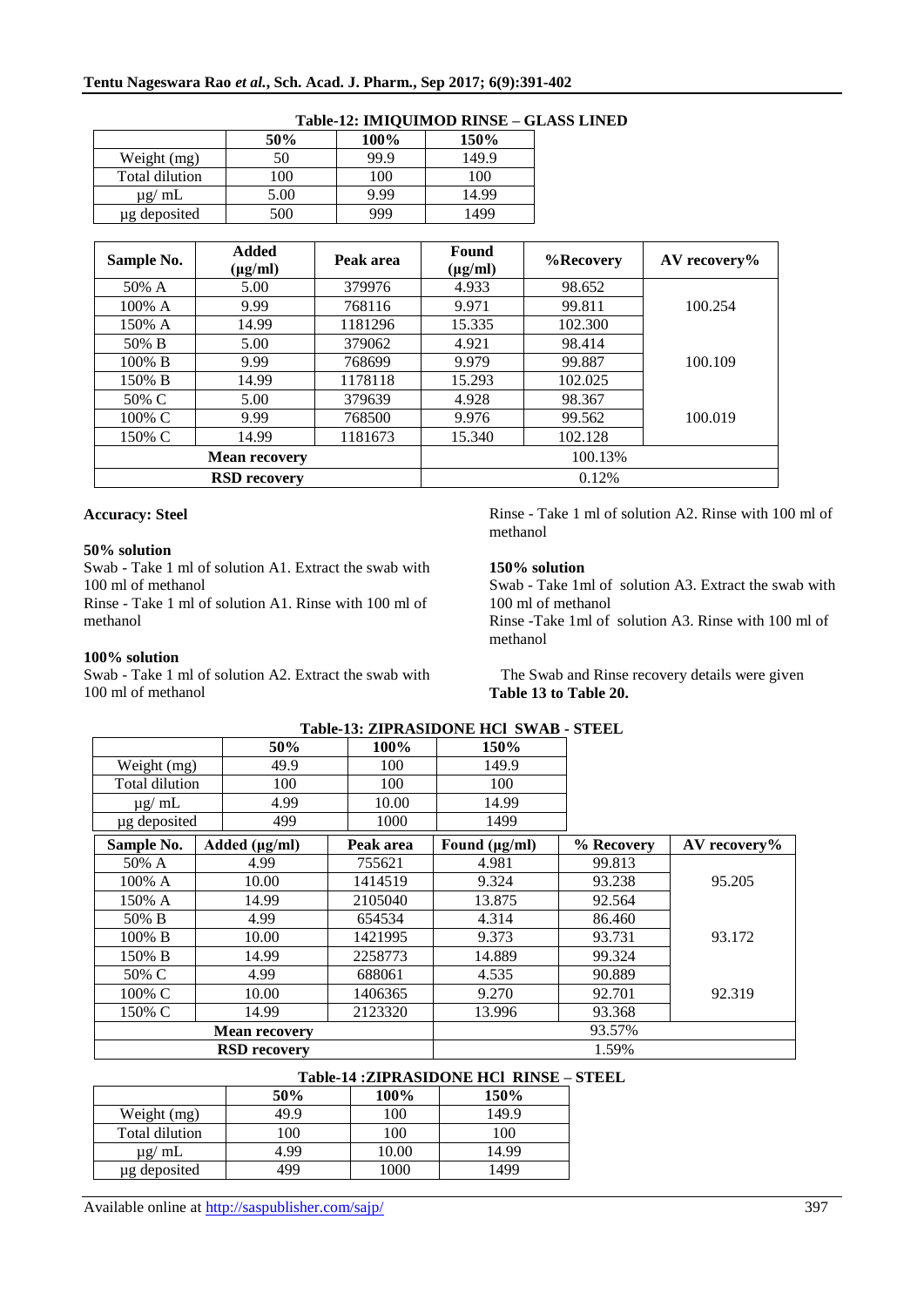**Table-12: IMIQUIMOD RINSE – GLASS LINED**

| | 50% | 100% | 150% |
|---|---|---|---|
| Weight (mg) | 50 | 99.9 | 149.9 |
| Total dilution | 100 | 100 | 100 |
| µg/ mL | 5.00 | 9.99 | 14.99 |
| µg deposited | 500 | 999 | 1499 |

| Sample No. | Added (µg/ml) | Peak area | Found (µg/ml) | %Recovery | AV recovery% |
|---|---|---|---|---|---|
| 50% A | 5.00 | 379976 | 4.933 | 98.652 | |
| 100% A | 9.99 | 768116 | 9.971 | 99.811 | 100.254 |
| 150% A | 14.99 | 1181296 | 15.335 | 102.300 | |
| 50% B | 5.00 | 379062 | 4.921 | 98.414 | |
| 100% B | 9.99 | 768699 | 9.979 | 99.887 | 100.109 |
| 150% B | 14.99 | 1178118 | 15.293 | 102.025 | |
| 50% C | 5.00 | 379639 | 4.928 | 98.367 | |
| 100% C | 9.99 | 768500 | 9.976 | 99.562 | 100.019 |
| 150% C | 14.99 | 1181673 | 15.340 | 102.128 | |
| **Mean recovery** | | | 100.13% | | |
| **RSD recovery** | | | 0.12% | | |

**Accuracy: Steel**

**50% solution**

Swab - Take 1 ml of solution A1. Extract the swab with 100 ml of methanol

Rinse - Take 1 ml of solution A1. Rinse with 100 ml of methanol

**100% solution**

Swab - Take 1 ml of solution A2. Extract the swab with 100 ml of methanol

Rinse - Take 1 ml of solution A2. Rinse with 100 ml of methanol

**150% solution**

Swab - Take 1ml of solution A3. Extract the swab with 100 ml of methanol

Rinse -Take 1ml of solution A3. Rinse with 100 ml of methanol

The Swab and Rinse recovery details were given **Table 13 to Table 20.**

**Table-13: ZIPRASIDONE HCl SWAB - STEEL**

| | 50% | 100% | 150% |
|---|---|---|---|
| Weight (mg) | 49.9 | 100 | 149.9 |
| Total dilution | 100 | 100 | 100 |
| µg/ mL | 4.99 | 10.00 | 14.99 |
| µg deposited | 499 | 1000 | 1499 |

| Sample No. | Added (µg/ml) | Peak area | Found (µg/ml) | % Recovery | AV recovery% |
|---|---|---|---|---|---|
| 50% A | 4.99 | 755621 | 4.981 | 99.813 | |
| 100% A | 10.00 | 1414519 | 9.324 | 93.238 | 95.205 |
| 150% A | 14.99 | 2105040 | 13.875 | 92.564 | |
| 50% B | 4.99 | 654534 | 4.314 | 86.460 | |
| 100% B | 10.00 | 1421995 | 9.373 | 93.731 | 93.172 |
| 150% B | 14.99 | 2258773 | 14.889 | 99.324 | |
| 50% C | 4.99 | 688061 | 4.535 | 90.889 | |
| 100% C | 10.00 | 1406365 | 9.270 | 92.701 | 92.319 |
| 150% C | 14.99 | 2123320 | 13.996 | 93.368 | |
| **Mean recovery** | | | 93.57% | | |
| **RSD recovery** | | | 1.59% | | |

**Table-14 :ZIPRASIDONE HCl RINSE – STEEL**

| | 50% | 100% | 150% |
|---|---|---|---|
| Weight (mg) | 49.9 | 100 | 149.9 |
| Total dilution | 100 | 100 | 100 |
| µg/ mL | 4.99 | 10.00 | 14.99 |
| µg deposited | 499 | 1000 | 1499 |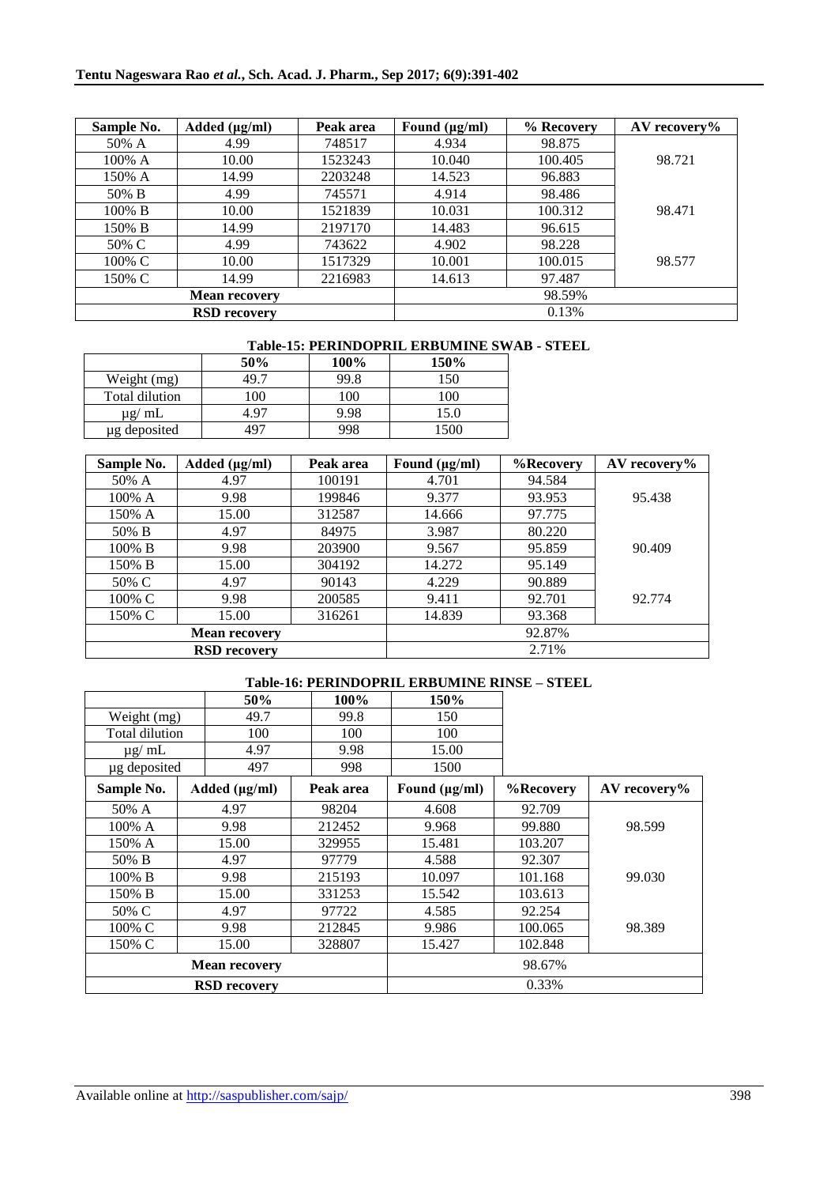| Sample No. | Added (µg/ml) | Peak area | Found (µg/ml) | % Recovery | AV recovery% |
|---|---|---|---|---|---|
| 50% A | 4.99 | 748517 | 4.934 | 98.875 | |
| 100% A | 10.00 | 1523243 | 10.040 | 100.405 | 98.721 |
| 150% A | 14.99 | 2203248 | 14.523 | 96.883 | |
| 50% B | 4.99 | 745571 | 4.914 | 98.486 | |
| 100% B | 10.00 | 1521839 | 10.031 | 100.312 | 98.471 |
| 150% B | 14.99 | 2197170 | 14.483 | 96.615 | |
| 50% C | 4.99 | 743622 | 4.902 | 98.228 | |
| 100% C | 10.00 | 1517329 | 10.001 | 100.015 | 98.577 |
| 150% C | 14.99 | 2216983 | 14.613 | 97.487 | |
| **Mean recovery** | | | 98.59% | | |
| **RSD recovery** | | | 0.13% | | |

**Table-15: PERINDOPRIL ERBUMINE SWAB - STEEL**

| | 50% | 100% | 150% |
|---|---|---|---|
| Weight (mg) | 49.7 | 99.8 | 150 |
| Total dilution | 100 | 100 | 100 |
| µg/ mL | 4.97 | 9.98 | 15.0 |
| µg deposited | 497 | 998 | 1500 |

| Sample No. | Added (µg/ml) | Peak area | Found (µg/ml) | %Recovery | AV recovery% |
|---|---|---|---|---|---|
| 50% A | 4.97 | 100191 | 4.701 | 94.584 | |
| 100% A | 9.98 | 199846 | 9.377 | 93.953 | 95.438 |
| 150% A | 15.00 | 312587 | 14.666 | 97.775 | |
| 50% B | 4.97 | 84975 | 3.987 | 80.220 | |
| 100% B | 9.98 | 203900 | 9.567 | 95.859 | 90.409 |
| 150% B | 15.00 | 304192 | 14.272 | 95.149 | |
| 50% C | 4.97 | 90143 | 4.229 | 90.889 | |
| 100% C | 9.98 | 200585 | 9.411 | 92.701 | 92.774 |
| 150% C | 15.00 | 316261 | 14.839 | 93.368 | |
| **Mean recovery** | | | 92.87% | | |
| **RSD recovery** | | | 2.71% | | |

**Table-16: PERINDOPRIL ERBUMINE RINSE – STEEL**

| | 50% | 100% | 150% |
|---|---|---|---|
| Weight (mg) | 49.7 | 99.8 | 150 |
| Total dilution | 100 | 100 | 100 |
| µg/ mL | 4.97 | 9.98 | 15.00 |
| µg deposited | 497 | 998 | 1500 |

| Sample No. | Added (µg/ml) | Peak area | Found (µg/ml) | %Recovery | AV recovery% |
|---|---|---|---|---|---|
| 50% A | 4.97 | 98204 | 4.608 | 92.709 | |
| 100% A | 9.98 | 212452 | 9.968 | 99.880 | 98.599 |
| 150% A | 15.00 | 329955 | 15.481 | 103.207 | |
| 50% B | 4.97 | 97779 | 4.588 | 92.307 | |
| 100% B | 9.98 | 215193 | 10.097 | 101.168 | 99.030 |
| 150% B | 15.00 | 331253 | 15.542 | 103.613 | |
| 50% C | 4.97 | 97722 | 4.585 | 92.254 | |
| 100% C | 9.98 | 212845 | 9.986 | 100.065 | 98.389 |
| 150% C | 15.00 | 328807 | 15.427 | 102.848 | |
| **Mean recovery** | | | 98.67% | | |
| **RSD recovery** | | | 0.33% | | |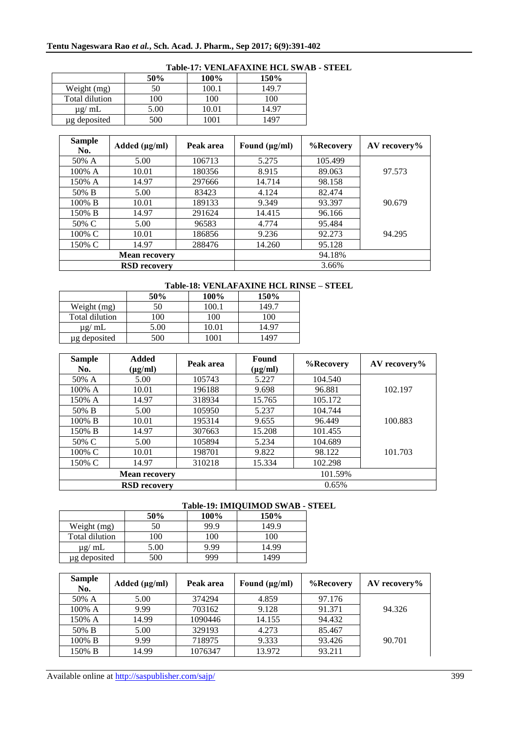**Table-17: VENLAFAXINE HCL SWAB - STEEL**

| | 50% | 100% | 150% |
|---|---|---|---|
| Weight (mg) | 50 | 100.1 | 149.7 |
| Total dilution | 100 | 100 | 100 |
| µg/ mL | 5.00 | 10.01 | 14.97 |
| µg deposited | 500 | 1001 | 1497 |

| Sample No. | Added (µg/ml) | Peak area | Found (µg/ml) | %Recovery | AV recovery% |
|---|---|---|---|---|---|
| 50% A | 5.00 | 106713 | 5.275 | 105.499 | |
| 100% A | 10.01 | 180356 | 8.915 | 89.063 | 97.573 |
| 150% A | 14.97 | 297666 | 14.714 | 98.158 | |
| 50% B | 5.00 | 83423 | 4.124 | 82.474 | |
| 100% B | 10.01 | 189133 | 9.349 | 93.397 | 90.679 |
| 150% B | 14.97 | 291624 | 14.415 | 96.166 | |
| 50% C | 5.00 | 96583 | 4.774 | 95.484 | |
| 100% C | 10.01 | 186856 | 9.236 | 92.273 | 94.295 |
| 150% C | 14.97 | 288476 | 14.260 | 95.128 | |
| **Mean recovery** | | | 94.18% | | |
| **RSD recovery** | | | 3.66% | | |

**Table-18: VENLAFAXINE HCL RINSE – STEEL**

| | 50% | 100% | 150% |
|---|---|---|---|
| Weight (mg) | 50 | 100.1 | 149.7 |
| Total dilution | 100 | 100 | 100 |
| µg/ mL | 5.00 | 10.01 | 14.97 |
| µg deposited | 500 | 1001 | 1497 |

| Sample No. | Added (µg/ml) | Peak area | Found (µg/ml) | %Recovery | AV recovery% |
|---|---|---|---|---|---|
| 50% A | 5.00 | 105743 | 5.227 | 104.540 | |
| 100% A | 10.01 | 196188 | 9.698 | 96.881 | 102.197 |
| 150% A | 14.97 | 318934 | 15.765 | 105.172 | |
| 50% B | 5.00 | 105950 | 5.237 | 104.744 | |
| 100% B | 10.01 | 195314 | 9.655 | 96.449 | 100.883 |
| 150% B | 14.97 | 307663 | 15.208 | 101.455 | |
| 50% C | 5.00 | 105894 | 5.234 | 104.689 | |
| 100% C | 10.01 | 198701 | 9.822 | 98.122 | 101.703 |
| 150% C | 14.97 | 310218 | 15.334 | 102.298 | |
| **Mean recovery** | | | 101.59% | | |
| **RSD recovery** | | | 0.65% | | |

**Table-19: IMIQUIMOD SWAB - STEEL**

| | 50% | 100% | 150% |
|---|---|---|---|
| Weight (mg) | 50 | 99.9 | 149.9 |
| Total dilution | 100 | 100 | 100 |
| µg/ mL | 5.00 | 9.99 | 14.99 |
| µg deposited | 500 | 999 | 1499 |

| Sample No. | Added (µg/ml) | Peak area | Found (µg/ml) | %Recovery | AV recovery% |
|---|---|---|---|---|---|
| 50% A | 5.00 | 374294 | 4.859 | 97.176 | |
| 100% A | 9.99 | 703162 | 9.128 | 91.371 | 94.326 |
| 150% A | 14.99 | 1090446 | 14.155 | 94.432 | |
| 50% B | 5.00 | 329193 | 4.273 | 85.467 | |
| 100% B | 9.99 | 718975 | 9.333 | 93.426 | 90.701 |
| 150% B | 14.99 | 1076347 | 13.972 | 93.211 | |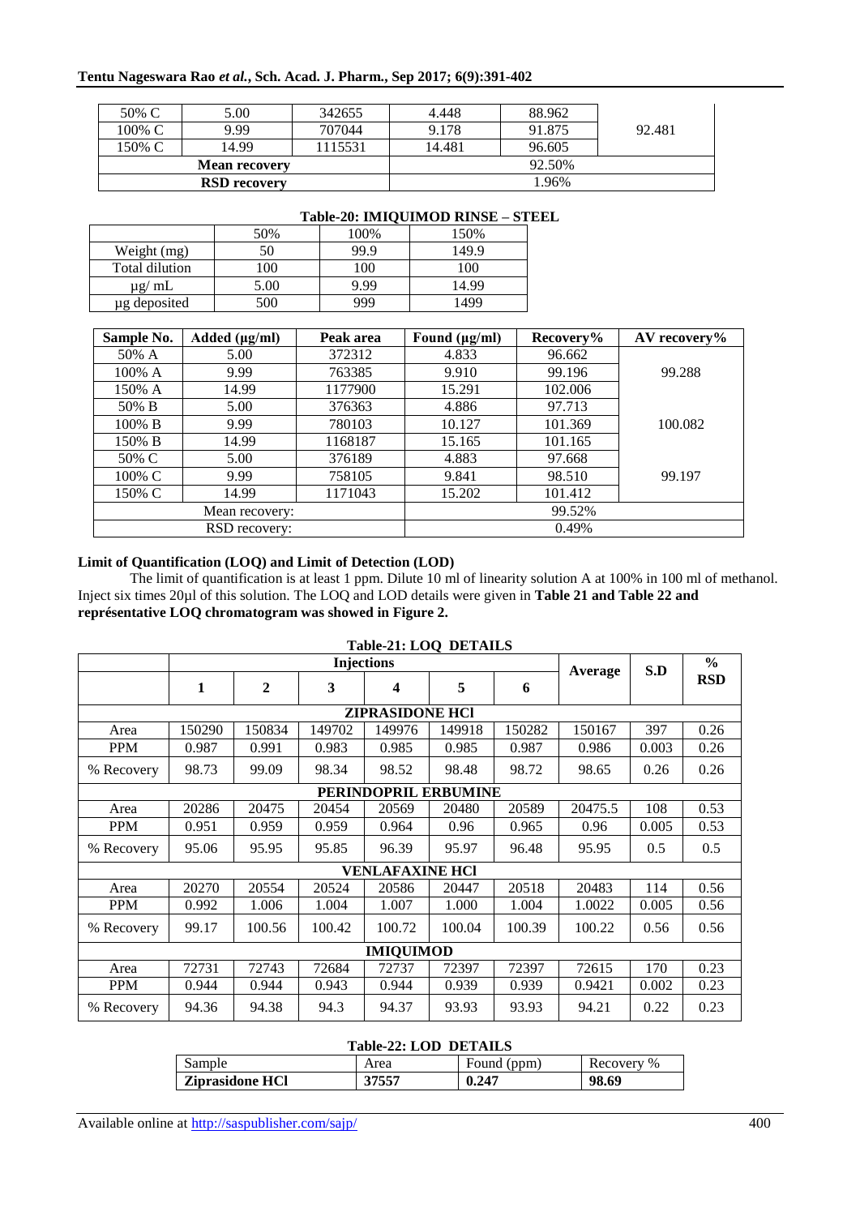| 50% C | 5.00 | 342655 | 4.448 | 88.962 | 92.481 |
|---|---|---|---|---|---|
| 100% C | 9.99 | 707044 | 9.178 | 91.875 | |
| 150% C | 14.99 | 1115531 | 14.481 | 96.605 | |
| **Mean recovery** | | | 92.50% | | |
| **RSD recovery** | | | 1.96% | | |

**Table-20: IMIQUIMOD RINSE – STEEL**

| | 50% | 100% | 150% |
|---|---|---|---|
| Weight (mg) | 50 | 99.9 | 149.9 |
| Total dilution | 100 | 100 | 100 |
| µg/ mL | 5.00 | 9.99 | 14.99 |
| µg deposited | 500 | 999 | 1499 |

| Sample No. | Added (µg/ml) | Peak area | Found (µg/ml) | Recovery% | AV recovery% |
|---|---|---|---|---|---|
| 50% A | 5.00 | 372312 | 4.833 | 96.662 | 99.288 |
| 100% A | 9.99 | 763385 | 9.910 | 99.196 | |
| 150% A | 14.99 | 1177900 | 15.291 | 102.006 | |
| 50% B | 5.00 | 376363 | 4.886 | 97.713 | 100.082 |
| 100% B | 9.99 | 780103 | 10.127 | 101.369 | |
| 150% B | 14.99 | 1168187 | 15.165 | 101.165 | |
| 50% C | 5.00 | 376189 | 4.883 | 97.668 | 99.197 |
| 100% C | 9.99 | 758105 | 9.841 | 98.510 | |
| 150% C | 14.99 | 1171043 | 15.202 | 101.412 | |
| Mean recovery: | | | 99.52% | | |
| RSD recovery: | | | 0.49% | | |

**Limit of Quantification (LOQ) and Limit of Detection (LOD)**

The limit of quantification is at least 1 ppm. Dilute 10 ml of linearity solution A at 100% in 100 ml of methanol. Inject six times 20µl of this solution. The LOQ and LOD details were given in **Table 21 and Table 22 and représentative LOQ chromatogram was showed in Figure 2.**

**Table-21: LOQ DETAILS**

| | Injections | | | | | | Average | S.D | % RSD |
|---|---|---|---|---|---|---|---|---|---|
| | **1** | **2** | **3** | **4** | **5** | **6** | | | |
| **ZIPRASIDONE HCl** | | | | | | | | | |
| Area | 150290 | 150834 | 149702 | 149976 | 149918 | 150282 | 150167 | 397 | 0.26 |
| PPM | 0.987 | 0.991 | 0.983 | 0.985 | 0.985 | 0.987 | 0.986 | 0.003 | 0.26 |
| % Recovery | 98.73 | 99.09 | 98.34 | 98.52 | 98.48 | 98.72 | 98.65 | 0.26 | 0.26 |
| **PERINDOPRIL ERBUMINE** | | | | | | | | | |
| Area | 20286 | 20475 | 20454 | 20569 | 20480 | 20589 | 20475.5 | 108 | 0.53 |
| PPM | 0.951 | 0.959 | 0.959 | 0.964 | 0.96 | 0.965 | 0.96 | 0.005 | 0.53 |
| % Recovery | 95.06 | 95.95 | 95.85 | 96.39 | 95.97 | 96.48 | 95.95 | 0.5 | 0.5 |
| **VENLAFAXINE HCl** | | | | | | | | | |
| Area | 20270 | 20554 | 20524 | 20586 | 20447 | 20518 | 20483 | 114 | 0.56 |
| PPM | 0.992 | 1.006 | 1.004 | 1.007 | 1.000 | 1.004 | 1.0022 | 0.005 | 0.56 |
| % Recovery | 99.17 | 100.56 | 100.42 | 100.72 | 100.04 | 100.39 | 100.22 | 0.56 | 0.56 |
| **IMIQUIMOD** | | | | | | | | | |
| Area | 72731 | 72743 | 72684 | 72737 | 72397 | 72397 | 72615 | 170 | 0.23 |
| PPM | 0.944 | 0.944 | 0.943 | 0.944 | 0.939 | 0.939 | 0.9421 | 0.002 | 0.23 |
| % Recovery | 94.36 | 94.38 | 94.3 | 94.37 | 93.93 | 93.93 | 94.21 | 0.22 | 0.23 |

**Table-22: LOD DETAILS**

| Sample | Area | Found (ppm) | Recovery % |
|---|---|---|---|
| **Ziprasidone HCl** | **37557** | **0.247** | **98.69** |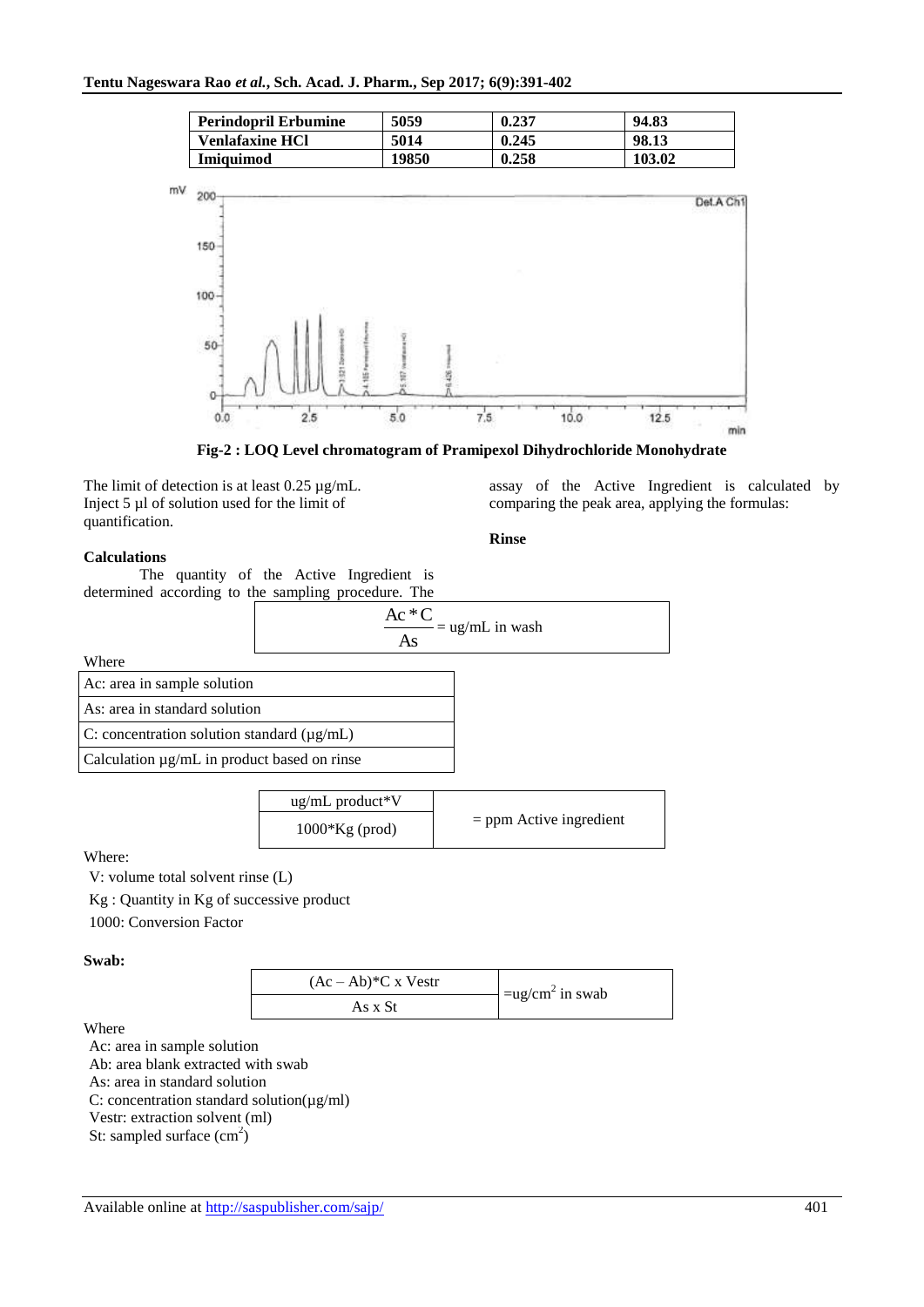| Perindopril Erbumine | 5059 | 0.237 | 94.83 |
|---|---|---|---|
| Venlafaxine HCl | 5014 | 0.245 | 98.13 |
| Imiquimod | 19850 | 0.258 | 103.02 |

**Fig-2 : LOQ Level chromatogram of Pramipexol Dihydrochloride Monohydrate**

The limit of detection is at least 0.25 µg/mL.
Inject 5 µl of solution used for the limit of quantification.

**Calculations**

The quantity of the Active Ingredient is determined according to the sampling procedure. The assay of the Active Ingredient is calculated by comparing the peak area, applying the formulas:

**Rinse**

$$\frac{Ac * C}{As} = \text{ug/mL in wash}$$

Where

| Ac: area in sample solution |
|---|
| As: area in standard solution |
| C: concentration solution standard (µg/mL) |
| Calculation µg/mL in product based on rinse |

$$\frac{\text{ug/mL product} * V}{1000 * \text{Kg (prod)}} = \text{ppm Active ingredient}$$

Where:

V: volume total solvent rinse (L)

Kg : Quantity in Kg of successive product

1000: Conversion Factor

**Swab:**

$$\frac{(Ac - Ab) * C \times Vestr}{As \times St} = \text{ug/cm}^2 \text{ in swab}$$

Where

Ac: area in sample solution
Ab: area blank extracted with swab
As: area in standard solution
C: concentration standard solution(µg/ml)
Vestr: extraction solvent (ml)
St: sampled surface ($cm^2$)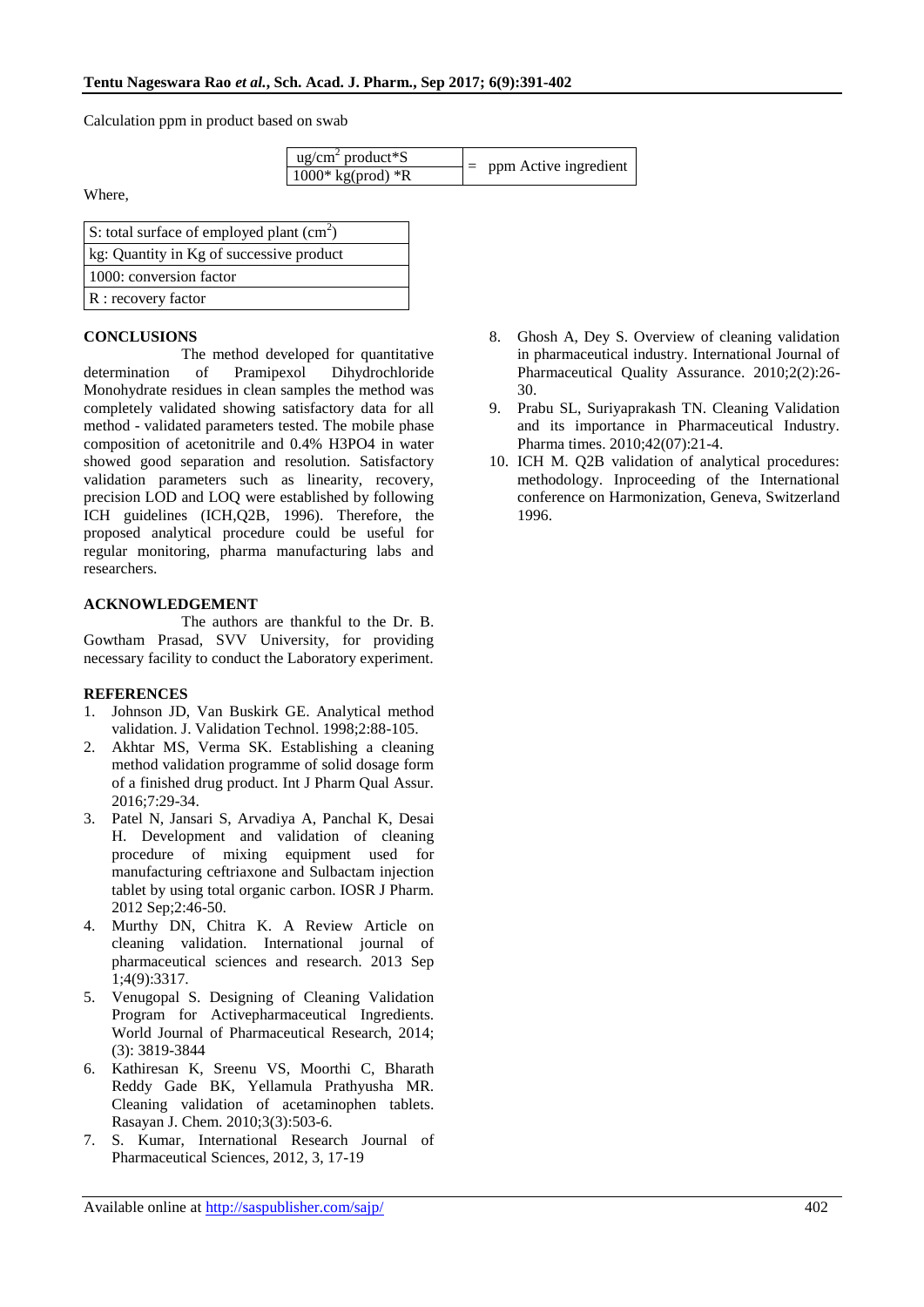Calculation ppm in product based on swab

$$\frac{ug/cm^2 \text{ product}*S}{1000* \text{kg(prod)} *R} = \text{ppm Active ingredient}$$

Where,

| |
|---|
| S: total surface of employed plant ($cm^2$) |
| kg: Quantity in Kg of successive product |
| 1000: conversion factor |
| R : recovery factor |

## CONCLUSIONS

The method developed for quantitative determination of Pramipexol Dihydrochloride Monohydrate residues in clean samples the method was completely validated showing satisfactory data for all method - validated parameters tested. The mobile phase composition of acetonitrile and 0.4% $H_3PO_4$ in water showed good separation and resolution. Satisfactory validation parameters such as linearity, recovery, precision LOD and LOQ were established by following ICH guidelines (ICH,Q2B, 1996). Therefore, the proposed analytical procedure could be useful for regular monitoring, pharma manufacturing labs and researchers.

## ACKNOWLEDGEMENT

The authors are thankful to the Dr. B. Gowtham Prasad, SVV University, for providing necessary facility to conduct the Laboratory experiment.

## REFERENCES

1. Johnson JD, Van Buskirk GE. Analytical method validation. J. Validation Technol. 1998;2:88-105.
2. Akhtar MS, Verma SK. Establishing a cleaning method validation programme of solid dosage form of a finished drug product. Int J Pharm Qual Assur. 2016;7:29-34.
3. Patel N, Jansari S, Arvadiya A, Panchal K, Desai H. Development and validation of cleaning procedure of mixing equipment used for manufacturing ceftriaxone and Sulbactam injection tablet by using total organic carbon. IOSR J Pharm. 2012 Sep;2:46-50.
4. Murthy DN, Chitra K. A Review Article on cleaning validation. International journal of pharmaceutical sciences and research. 2013 Sep 1;4(9):3317.
5. Venugopal S. Designing of Cleaning Validation Program for Activepharmaceutical Ingredients. World Journal of Pharmaceutical Research, 2014; (3): 3819-3844
6. Kathiresan K, Sreenu VS, Moorthi C, Bharath Reddy Gade BK, Yellamula Prathyusha MR. Cleaning validation of acetaminophen tablets. Rasayan J. Chem. 2010;3(3):503-6.
7. S. Kumar, International Research Journal of Pharmaceutical Sciences, 2012, 3, 17-19
8. Ghosh A, Dey S. Overview of cleaning validation in pharmaceutical industry. International Journal of Pharmaceutical Quality Assurance. 2010;2(2):26-30.
9. Prabu SL, Suriyaprakash TN. Cleaning Validation and its importance in Pharmaceutical Industry. Pharma times. 2010;42(07):21-4.
10. ICH M. Q2B validation of analytical procedures: methodology. Inproceeding of the International conference on Harmonization, Geneva, Switzerland 1996.